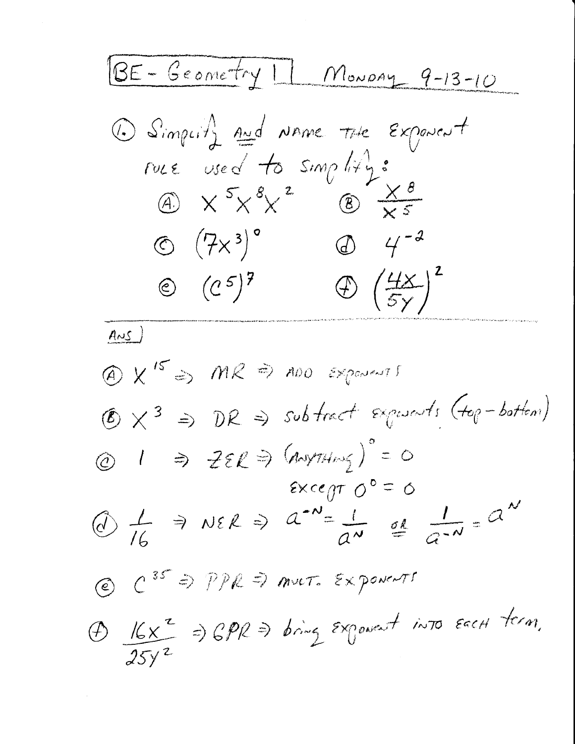# BE - Geometry 1 | Monday 9-13-10

1. Simplify **and** name the exponent rule used to simplify:

(A.) $x^5 x^8 x^2$  (B) $\frac{x^8}{x^5}$

(C) $(7x^3)^0$  (D) $4^{-2}$

(e) $(c^5)^7$  (f) $\left(\frac{4x}{5y}\right)^2$

---

Ans)

(A) $x^{15}$ ⇒ MR ⇒ add exponents

(B) $x^3$ ⇒ DR ⇒ subtract exponents (top - bottom)

(c) $1$ ⇒ ZER ⇒ $(\text{anything})^0 = 0$
except $0^0 = 0$

(d) $\frac{1}{16}$ ⇒ NER ⇒ $a^{-N} = \frac{1}{a^N}$ or $\frac{1}{a^{-N}} = a^N$

(e) $c^{35}$ ⇒ PPR ⇒ mult. exponents

(f) $\frac{16x^2}{25y^2}$ ⇒ GPR ⇒ bring exponent into each term.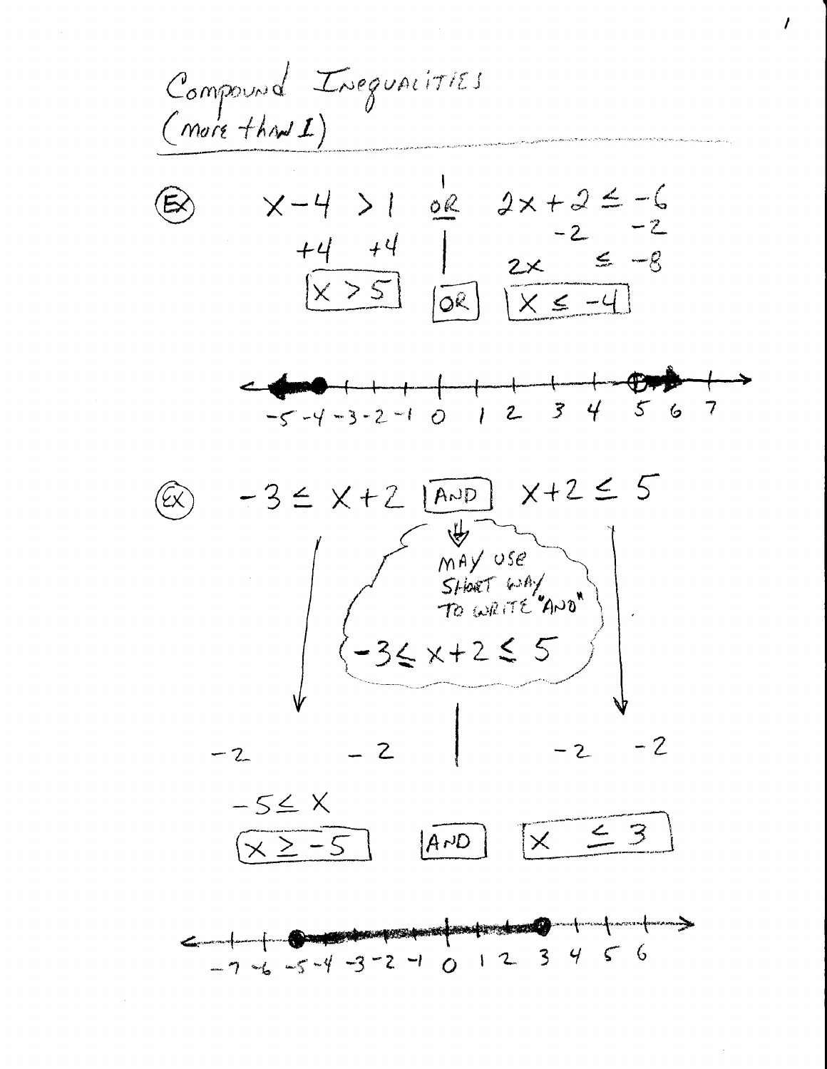# Compound Inequalities
(more than 1)

**Ex**

$$x - 4 > 1 \quad \text{OR} \quad 2x + 2 \leq -6$$

$$+4 \quad +4 \qquad\qquad -2 \quad -2$$

$$2x \leq -8$$

$$\boxed{x > 5} \quad \boxed{\text{OR}} \quad \boxed{x \leq -4}$$

-5 -4 -3 -2 -1 0 1 2 3 4 5 6 7

**Ex**

$$-3 \leq x + 2 \quad \boxed{\text{AND}} \quad x + 2 \leq 5$$

MAY USE SHORT WAY TO WRITE "AND"

$$-3 \leq x + 2 \leq 5$$

$$-2 \qquad -2 \qquad\qquad -2 \quad -2$$

$$-5 \leq x$$

$$\boxed{x \geq -5} \quad \boxed{\text{AND}} \quad \boxed{x \leq 3}$$

-7 -6 -5 -4 -3 -2 -1 0 1 2 3 4 5 6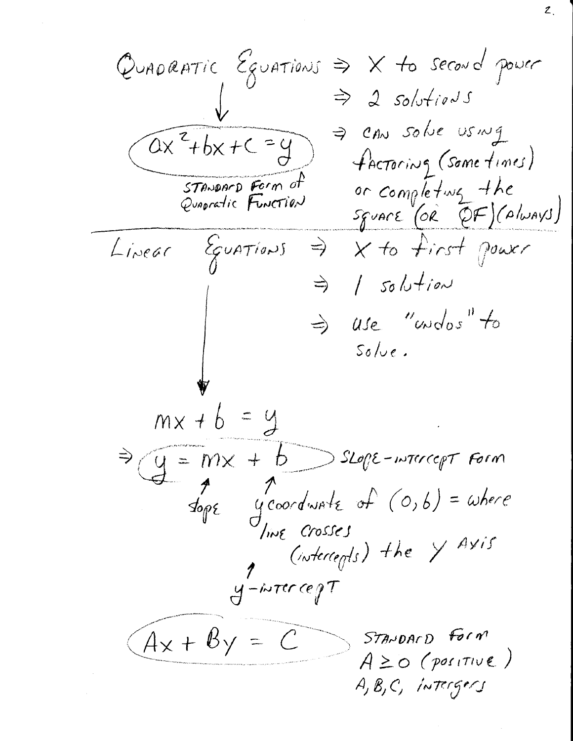Quadratic Equations ⇒ X to second power

⇒ 2 solutions

⇒ can solve using factoring (sometimes) or completing the square (or QF) (always)

$ax^2 + bx + c = y$

Standard form of Quadratic Function

---

Linear Equations ⇒ X to first power

⇒ 1 solution

⇒ use "undos" to solve.

$mx + b = y$

⇒ $y = mx + b$ — Slope-intercept form

- $m$ ← slope
- $b$ ← y coordinate of $(0, b)$ = where line crosses (intercepts) the y axis ← y-intercept

$Ax + By = C$ — Standard form

$A \geq 0$ (positive)

$A, B, C$, intergers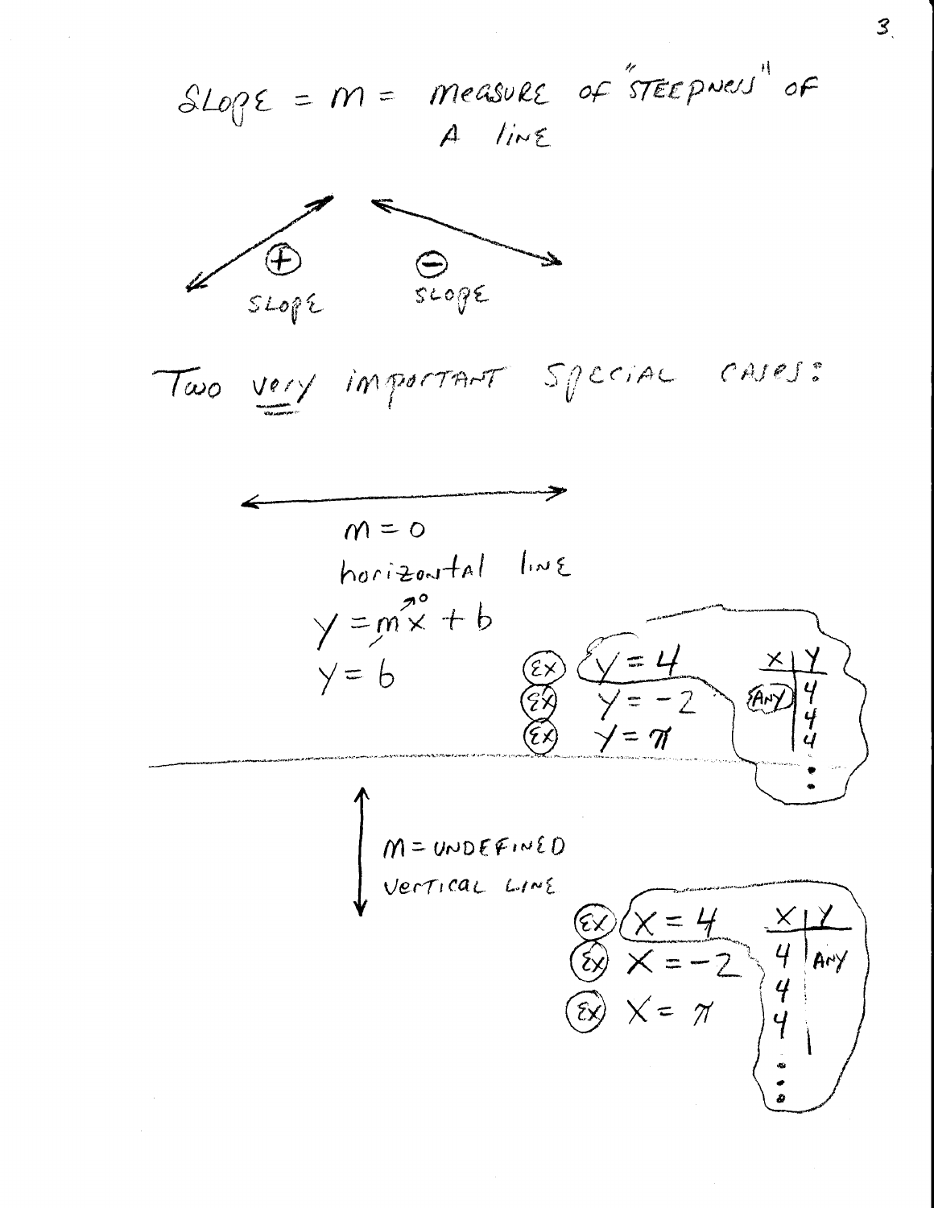SLOPE = $m$ = measure of "STEEPNESS" of A line

(+) SLOPE (−) SLOPE

Two very important special cases:

$m = 0$

horizontal line

$y = mx + b$ (with $m = 0$)

$y = b$

(EX) $y = 4$

(EX) $y = -2$

(EX) $y = \pi$

| x | y |
| --- | --- |
| (ANY) | 4 |
| | 4 |
| | 4 |
| | ⋮ |

---

$m$ = UNDEFINED

VERTICAL LINE

(EX) $x = 4$

(EX) $x = -2$

(EX) $x = \pi$

| x | y |
| --- | --- |
| 4 | ANY |
| 4 | |
| 4 | |
| ⋮ | |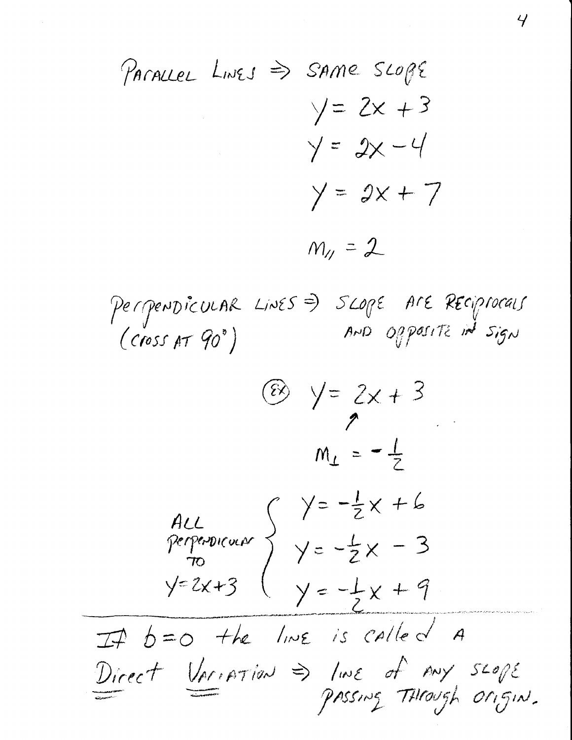PARALLEL LINES ⇒ SAME SLOPE

$$y = 2x + 3$$

$$y = 2x - 4$$

$$y = 2x + 7$$

$$m_{\parallel} = 2$$

PERPENDICULAR LINES ⇒ SLOPE ARE RECIPROCALS AND OPPOSITE IN SIGN
(CROSS AT 90°)

(EX) $y = 2x + 3$

$$m_{\perp} = -\frac{1}{2}$$

ALL PERPENDICULAR TO $y = 2x + 3$:

$$y = -\frac{1}{2}x + 6$$

$$y = -\frac{1}{2}x - 3$$

$$y = -\frac{1}{2}x + 9$$

---

If $b = 0$ the line is called a <u>Direct Variation</u> ⇒ line of any slope passing through origin.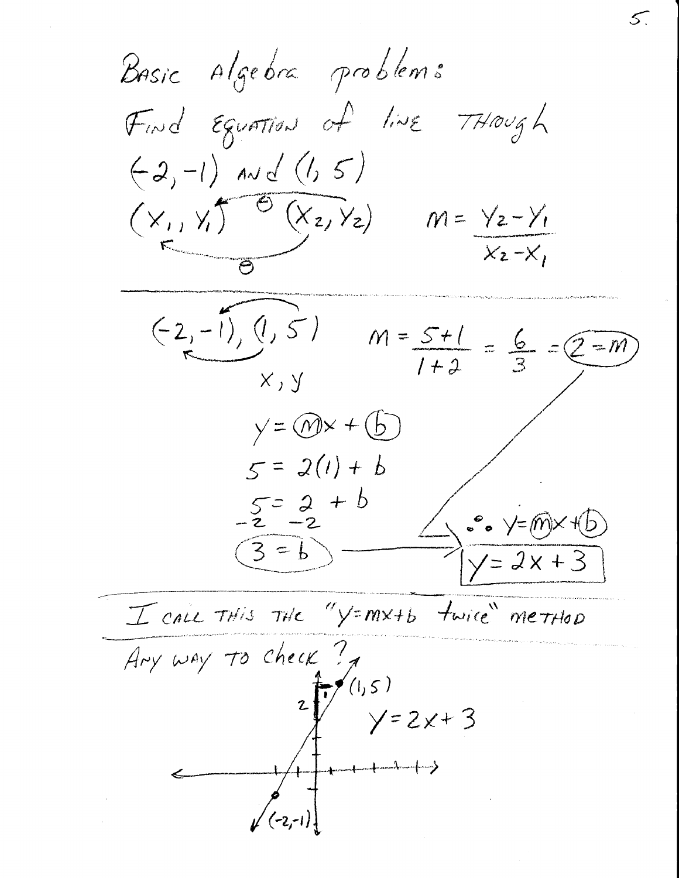Basic Algebra problem:

Find Equation of line Through $(-2,-1)$ and $(1,5)$

$(x_1, y_1)$ $(x_2, y_2)$ $m = \dfrac{y_2 - y_1}{x_2 - x_1}$

---

$(-2,-1), (1,5)$ $m = \dfrac{5+1}{1+2} = \dfrac{6}{3} = 2 = m$

$x, y$

$y = mx + b$

$5 = 2(1) + b$

$5 = 2 + b$

$-2 \quad -2$

$3 = b$

$\therefore y = mx + b$

$y = 2x + 3$

---

I call this the "y=mx+b twice" method

Any way to check?

$(1,5)$

$y = 2x + 3$

$(-2,-1)$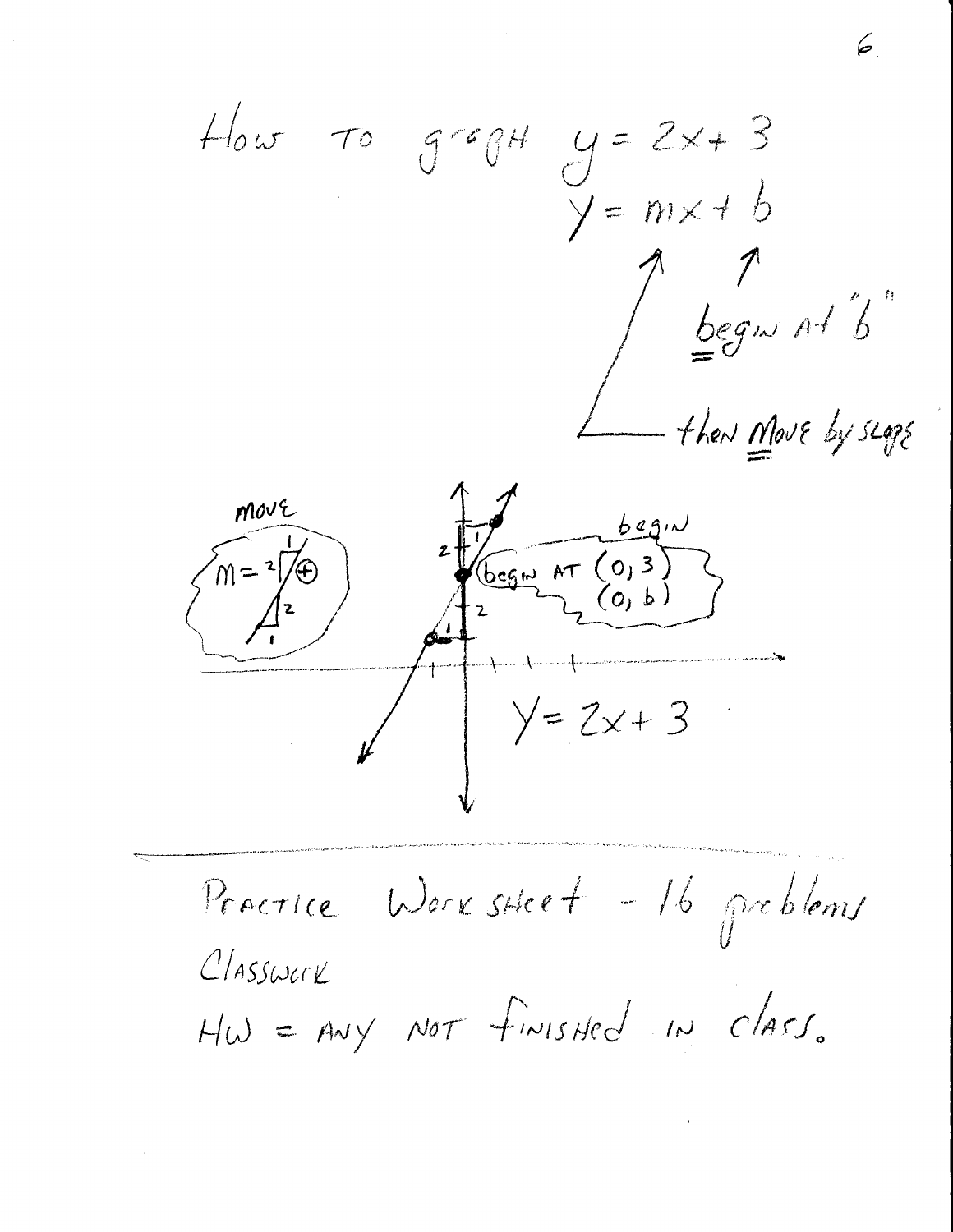How to graph $y = 2x + 3$

$y = mx + b$

begin at "b"

then move by slope

move

$m = 2$ (+)

begin

begin at $(0, 3)$
$(0, b)$

$y = 2x + 3$

---

Practice Worksheet - 16 problems

Classwork

HW = any not finished in class.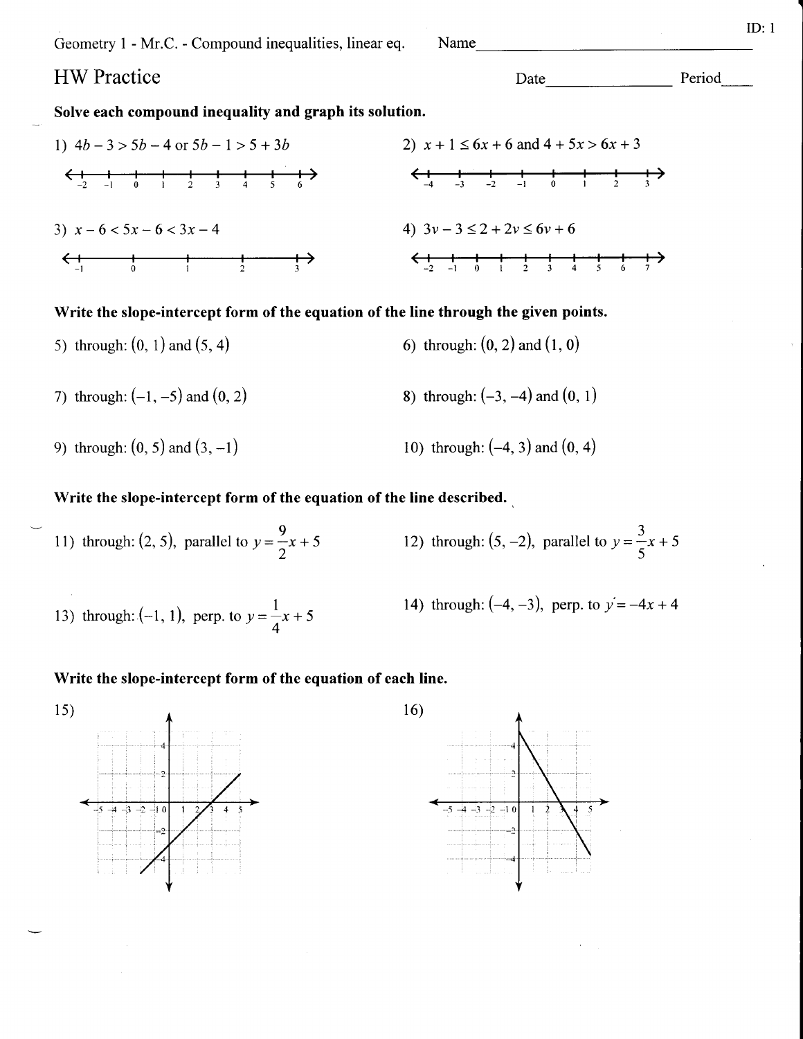ID: 1

Geometry 1 - Mr.C. - Compound inequalities, linear eq. Name_______________

## HW Practice

Date_______________ Period____

**Solve each compound inequality and graph its solution.**

1) $4b - 3 > 5b - 4$ or $5b - 1 > 5 + 3b$

-2 -1 0 1 2 3 4 5 6

2) $x + 1 \leq 6x + 6$ and $4 + 5x > 6x + 3$

-4 -3 -2 -1 0 1 2 3

3) $x - 6 < 5x - 6 < 3x - 4$

-1 0 1 2 3

4) $3v - 3 \leq 2 + 2v \leq 6v + 6$

-2 -1 0 1 2 3 4 5 6 7

**Write the slope-intercept form of the equation of the line through the given points.**

5) through: $(0, 1)$ and $(5, 4)$

6) through: $(0, 2)$ and $(1, 0)$

7) through: $(-1, -5)$ and $(0, 2)$

8) through: $(-3, -4)$ and $(0, 1)$

9) through: $(0, 5)$ and $(3, -1)$

10) through: $(-4, 3)$ and $(0, 4)$

**Write the slope-intercept form of the equation of the line described.**

11) through: $(2, 5)$, parallel to $y = \frac{9}{2}x + 5$

12) through: $(5, -2)$, parallel to $y = \frac{3}{5}x + 5$

13) through: $(-1, 1)$, perp. to $y = \frac{1}{4}x + 5$

14) through: $(-4, -3)$, perp. to $y = -4x + 4$

**Write the slope-intercept form of the equation of each line.**

15)

4
2
-5 -4 -3 -2 -1 0 1 2 3 4 5
-2
-4

16)

4
2
-5 -4 -3 -2 -1 0 1 2 3 4 5
-2
-4